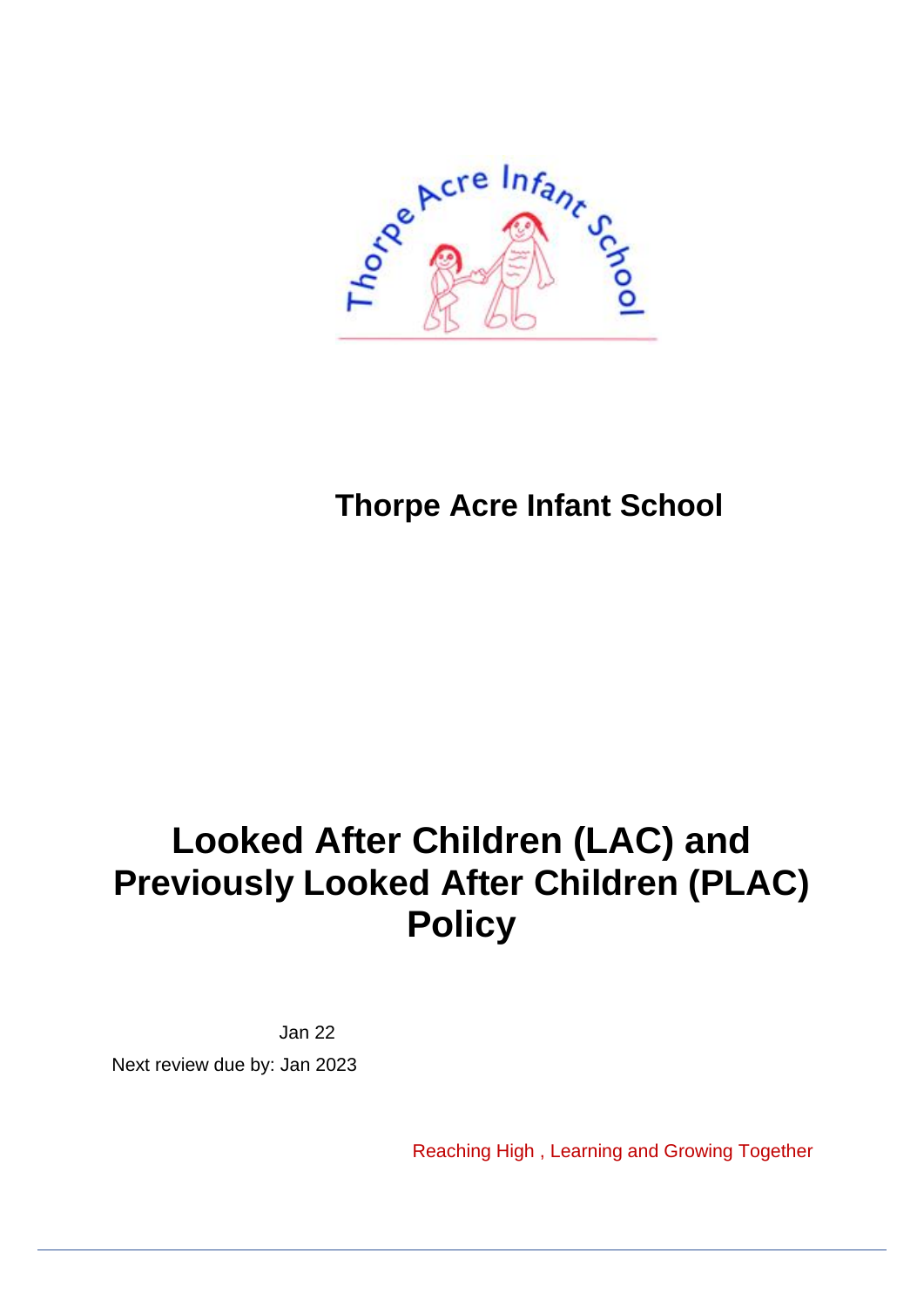**Thorpe Acre Infant School**

# Looked After Children (LAC) and Previously Looked After Children (PLAC) Policy

Jan 22

Next review due by: Jan 2023

Reaching High , Learning and Growing Together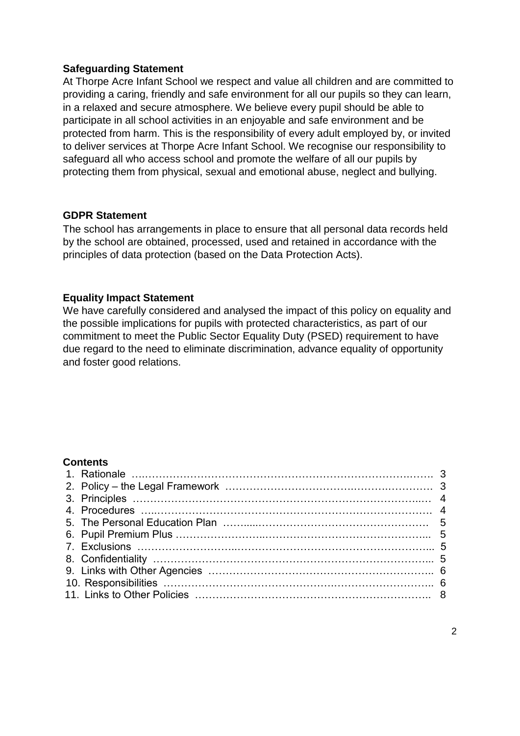**Safeguarding Statement**

At Thorpe Acre Infant School we respect and value all children and are committed to providing a caring, friendly and safe environment for all our pupils so they can learn, in a relaxed and secure atmosphere. We believe every pupil should be able to participate in all school activities in an enjoyable and safe environment and be protected from harm. This is the responsibility of every adult employed by, or invited to deliver services at Thorpe Acre Infant School. We recognise our responsibility to safeguard all who access school and promote the welfare of all our pupils by protecting them from physical, sexual and emotional abuse, neglect and bullying.

**GDPR Statement**

The school has arrangements in place to ensure that all personal data records held by the school are obtained, processed, used and retained in accordance with the principles of data protection (based on the Data Protection Acts).

**Equality Impact Statement**

We have carefully considered and analysed the impact of this policy on equality and the possible implications for pupils with protected characteristics, as part of our commitment to meet the Public Sector Equality Duty (PSED) requirement to have due regard to the need to eliminate discrimination, advance equality of opportunity and foster good relations.

**Contents**

1. Rationale ………………………………………………………………………. 3
2. Policy – the Legal Framework ………………………………………………. 3
3. Principles ……………………………………………………………………… 4
4. Procedures ……………………………………………………………………. 4
5. The Personal Education Plan ……………………………………………… 5
6. Pupil Premium Plus ………………………………………………………….. 5
7. Exclusions …………………………………………………………………….. 5
8. Confidentiality ………………………………………………………………... 5
9. Links with Other Agencies ………………………………………………….. 6
10. Responsibilities ……………………………………………………………… 6
11. Links to Other Policies ……………………………………………………… 8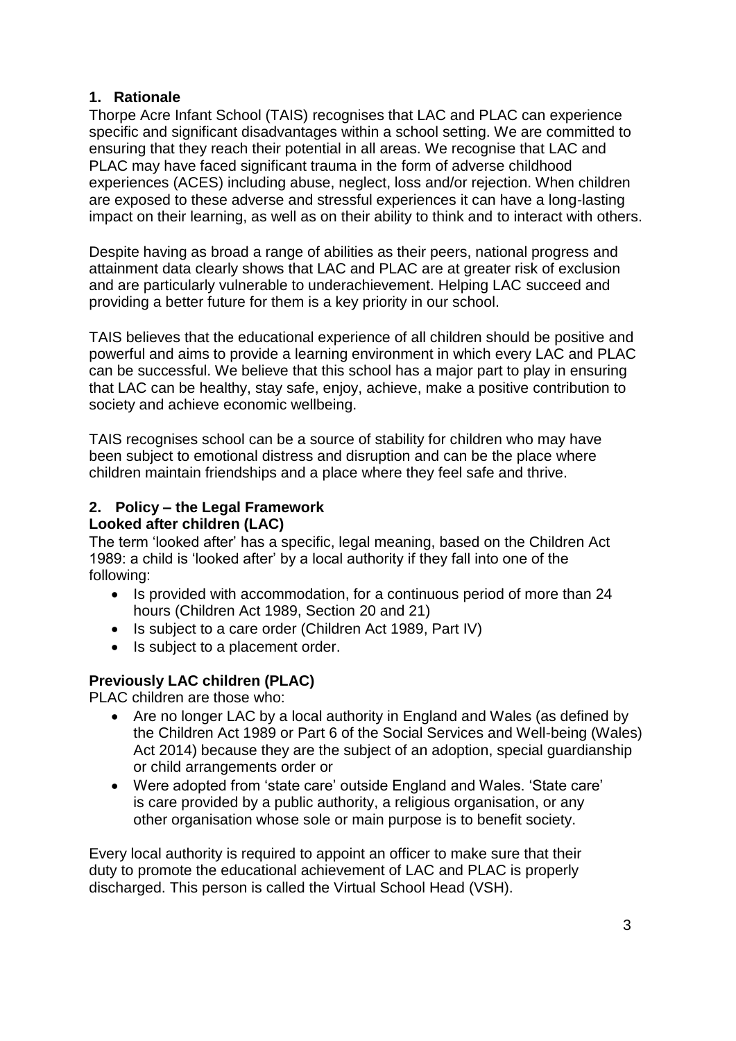## 1. Rationale

Thorpe Acre Infant School (TAIS) recognises that LAC and PLAC can experience specific and significant disadvantages within a school setting. We are committed to ensuring that they reach their potential in all areas. We recognise that LAC and PLAC may have faced significant trauma in the form of adverse childhood experiences (ACES) including abuse, neglect, loss and/or rejection. When children are exposed to these adverse and stressful experiences it can have a long-lasting impact on their learning, as well as on their ability to think and to interact with others.

Despite having as broad a range of abilities as their peers, national progress and attainment data clearly shows that LAC and PLAC are at greater risk of exclusion and are particularly vulnerable to underachievement. Helping LAC succeed and providing a better future for them is a key priority in our school.

TAIS believes that the educational experience of all children should be positive and powerful and aims to provide a learning environment in which every LAC and PLAC can be successful. We believe that this school has a major part to play in ensuring that LAC can be healthy, stay safe, enjoy, achieve, make a positive contribution to society and achieve economic wellbeing.

TAIS recognises school can be a source of stability for children who may have been subject to emotional distress and disruption and can be the place where children maintain friendships and a place where they feel safe and thrive.

## 2. Policy – the Legal Framework

### Looked after children (LAC)

The term 'looked after' has a specific, legal meaning, based on the Children Act 1989: a child is 'looked after' by a local authority if they fall into one of the following:

- Is provided with accommodation, for a continuous period of more than 24 hours (Children Act 1989, Section 20 and 21)
- Is subject to a care order (Children Act 1989, Part IV)
- Is subject to a placement order.

### Previously LAC children (PLAC)

PLAC children are those who:

- Are no longer LAC by a local authority in England and Wales (as defined by the Children Act 1989 or Part 6 of the Social Services and Well-being (Wales) Act 2014) because they are the subject of an adoption, special guardianship or child arrangements order or
- Were adopted from 'state care' outside England and Wales. 'State care' is care provided by a public authority, a religious organisation, or any other organisation whose sole or main purpose is to benefit society.

Every local authority is required to appoint an officer to make sure that their duty to promote the educational achievement of LAC and PLAC is properly discharged. This person is called the Virtual School Head (VSH).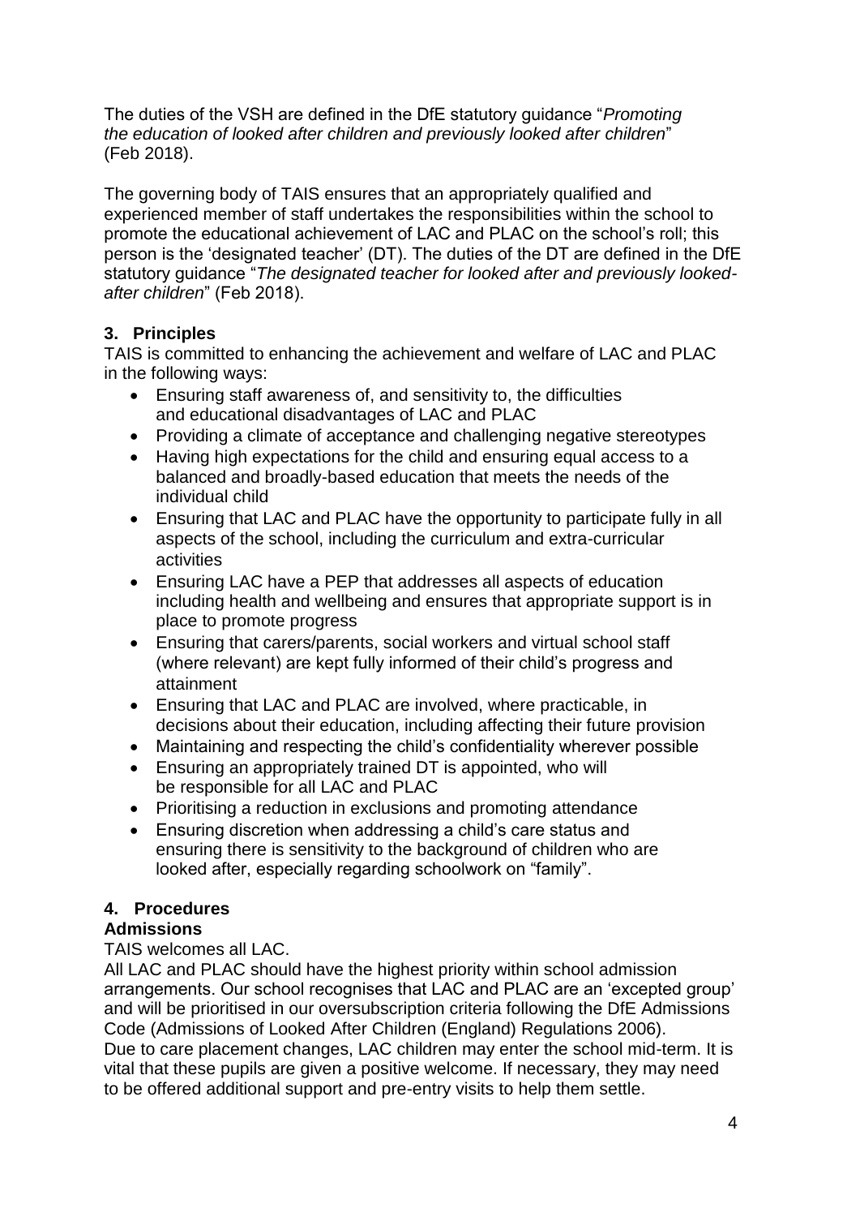The duties of the VSH are defined in the DfE statutory guidance "*Promoting the education of looked after children and previously looked after children*" (Feb 2018).

The governing body of TAIS ensures that an appropriately qualified and experienced member of staff undertakes the responsibilities within the school to promote the educational achievement of LAC and PLAC on the school's roll; this person is the 'designated teacher' (DT). The duties of the DT are defined in the DfE statutory guidance "*The designated teacher for looked after and previously looked-after children*" (Feb 2018).

## 3. Principles

TAIS is committed to enhancing the achievement and welfare of LAC and PLAC in the following ways:

- Ensuring staff awareness of, and sensitivity to, the difficulties and educational disadvantages of LAC and PLAC
- Providing a climate of acceptance and challenging negative stereotypes
- Having high expectations for the child and ensuring equal access to a balanced and broadly-based education that meets the needs of the individual child
- Ensuring that LAC and PLAC have the opportunity to participate fully in all aspects of the school, including the curriculum and extra-curricular activities
- Ensuring LAC have a PEP that addresses all aspects of education including health and wellbeing and ensures that appropriate support is in place to promote progress
- Ensuring that carers/parents, social workers and virtual school staff (where relevant) are kept fully informed of their child's progress and attainment
- Ensuring that LAC and PLAC are involved, where practicable, in decisions about their education, including affecting their future provision
- Maintaining and respecting the child's confidentiality wherever possible
- Ensuring an appropriately trained DT is appointed, who will be responsible for all LAC and PLAC
- Prioritising a reduction in exclusions and promoting attendance
- Ensuring discretion when addressing a child's care status and ensuring there is sensitivity to the background of children who are looked after, especially regarding schoolwork on "family".

## 4. Procedures

### Admissions

TAIS welcomes all LAC.

All LAC and PLAC should have the highest priority within school admission arrangements. Our school recognises that LAC and PLAC are an 'excepted group' and will be prioritised in our oversubscription criteria following the DfE Admissions Code (Admissions of Looked After Children (England) Regulations 2006).

Due to care placement changes, LAC children may enter the school mid-term. It is vital that these pupils are given a positive welcome. If necessary, they may need to be offered additional support and pre-entry visits to help them settle.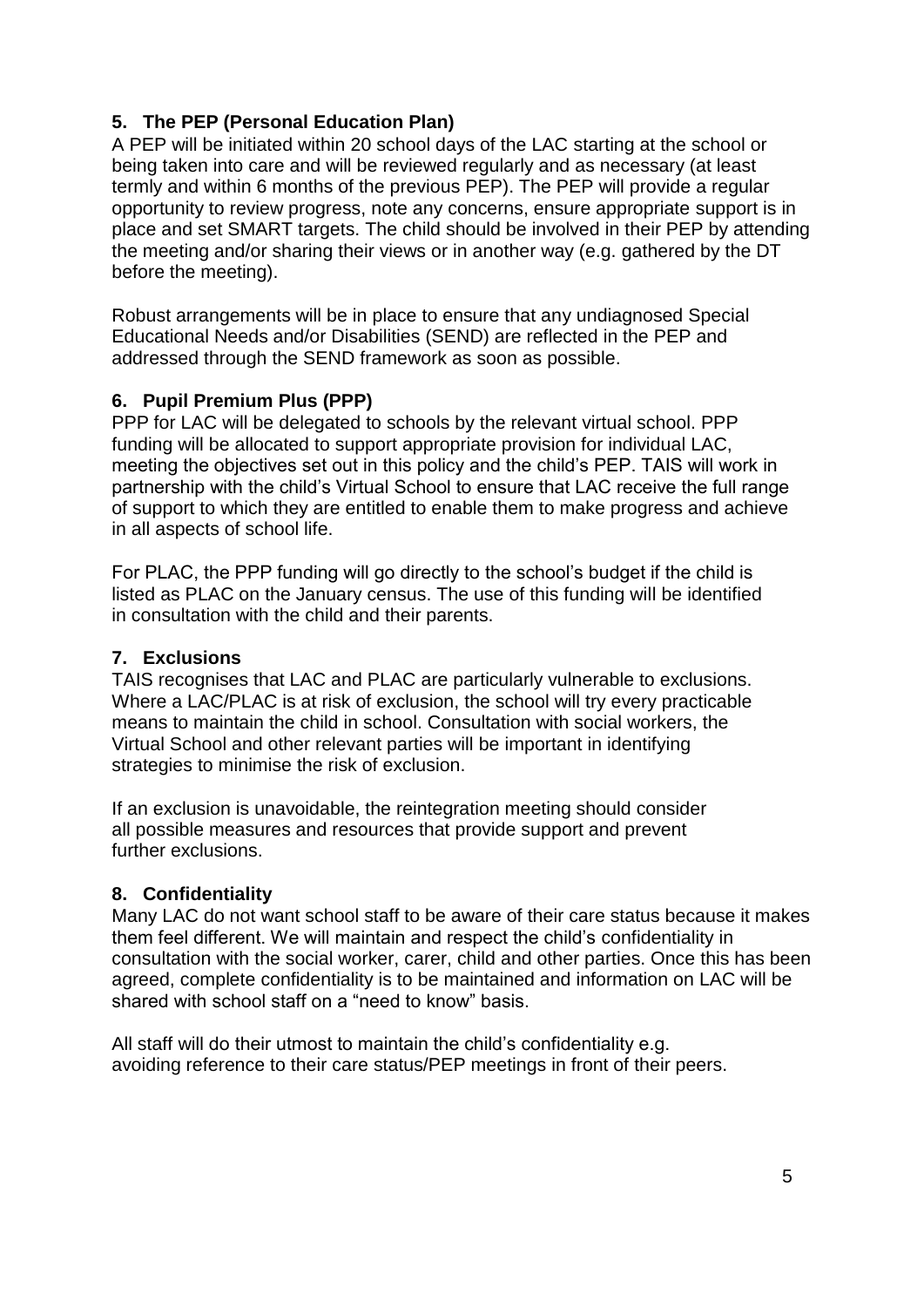## 5. The PEP (Personal Education Plan)

A PEP will be initiated within 20 school days of the LAC starting at the school or being taken into care and will be reviewed regularly and as necessary (at least termly and within 6 months of the previous PEP). The PEP will provide a regular opportunity to review progress, note any concerns, ensure appropriate support is in place and set SMART targets. The child should be involved in their PEP by attending the meeting and/or sharing their views or in another way (e.g. gathered by the DT before the meeting).

Robust arrangements will be in place to ensure that any undiagnosed Special Educational Needs and/or Disabilities (SEND) are reflected in the PEP and addressed through the SEND framework as soon as possible.

## 6. Pupil Premium Plus (PPP)

PPP for LAC will be delegated to schools by the relevant virtual school. PPP funding will be allocated to support appropriate provision for individual LAC, meeting the objectives set out in this policy and the child's PEP. TAIS will work in partnership with the child's Virtual School to ensure that LAC receive the full range of support to which they are entitled to enable them to make progress and achieve in all aspects of school life.

For PLAC, the PPP funding will go directly to the school's budget if the child is listed as PLAC on the January census. The use of this funding will be identified in consultation with the child and their parents.

## 7. Exclusions

TAIS recognises that LAC and PLAC are particularly vulnerable to exclusions. Where a LAC/PLAC is at risk of exclusion, the school will try every practicable means to maintain the child in school. Consultation with social workers, the Virtual School and other relevant parties will be important in identifying strategies to minimise the risk of exclusion.

If an exclusion is unavoidable, the reintegration meeting should consider all possible measures and resources that provide support and prevent further exclusions.

## 8. Confidentiality

Many LAC do not want school staff to be aware of their care status because it makes them feel different. We will maintain and respect the child's confidentiality in consultation with the social worker, carer, child and other parties. Once this has been agreed, complete confidentiality is to be maintained and information on LAC will be shared with school staff on a "need to know" basis.

All staff will do their utmost to maintain the child's confidentiality e.g. avoiding reference to their care status/PEP meetings in front of their peers.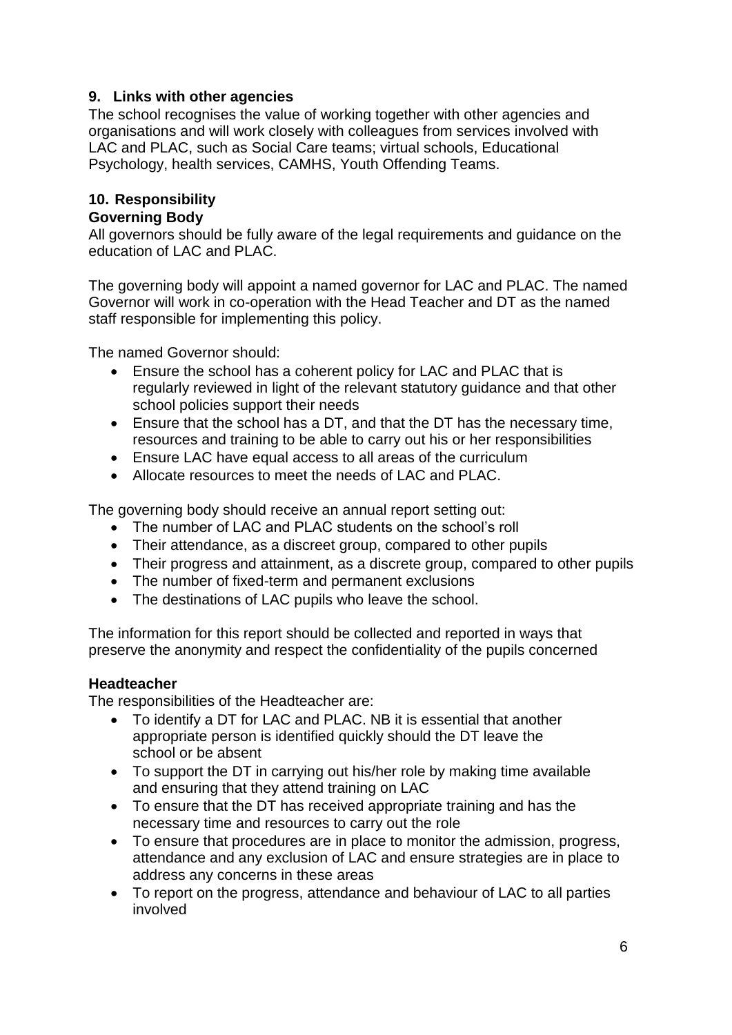## 9. Links with other agencies

The school recognises the value of working together with other agencies and organisations and will work closely with colleagues from services involved with LAC and PLAC, such as Social Care teams; virtual schools, Educational Psychology, health services, CAMHS, Youth Offending Teams.

## 10. Responsibility

### Governing Body

All governors should be fully aware of the legal requirements and guidance on the education of LAC and PLAC.

The governing body will appoint a named governor for LAC and PLAC. The named Governor will work in co-operation with the Head Teacher and DT as the named staff responsible for implementing this policy.

The named Governor should:

- Ensure the school has a coherent policy for LAC and PLAC that is regularly reviewed in light of the relevant statutory guidance and that other school policies support their needs
- Ensure that the school has a DT, and that the DT has the necessary time, resources and training to be able to carry out his or her responsibilities
- Ensure LAC have equal access to all areas of the curriculum
- Allocate resources to meet the needs of LAC and PLAC.

The governing body should receive an annual report setting out:

- The number of LAC and PLAC students on the school's roll
- Their attendance, as a discreet group, compared to other pupils
- Their progress and attainment, as a discrete group, compared to other pupils
- The number of fixed-term and permanent exclusions
- The destinations of LAC pupils who leave the school.

The information for this report should be collected and reported in ways that preserve the anonymity and respect the confidentiality of the pupils concerned

### Headteacher

The responsibilities of the Headteacher are:

- To identify a DT for LAC and PLAC. NB it is essential that another appropriate person is identified quickly should the DT leave the school or be absent
- To support the DT in carrying out his/her role by making time available and ensuring that they attend training on LAC
- To ensure that the DT has received appropriate training and has the necessary time and resources to carry out the role
- To ensure that procedures are in place to monitor the admission, progress, attendance and any exclusion of LAC and ensure strategies are in place to address any concerns in these areas
- To report on the progress, attendance and behaviour of LAC to all parties involved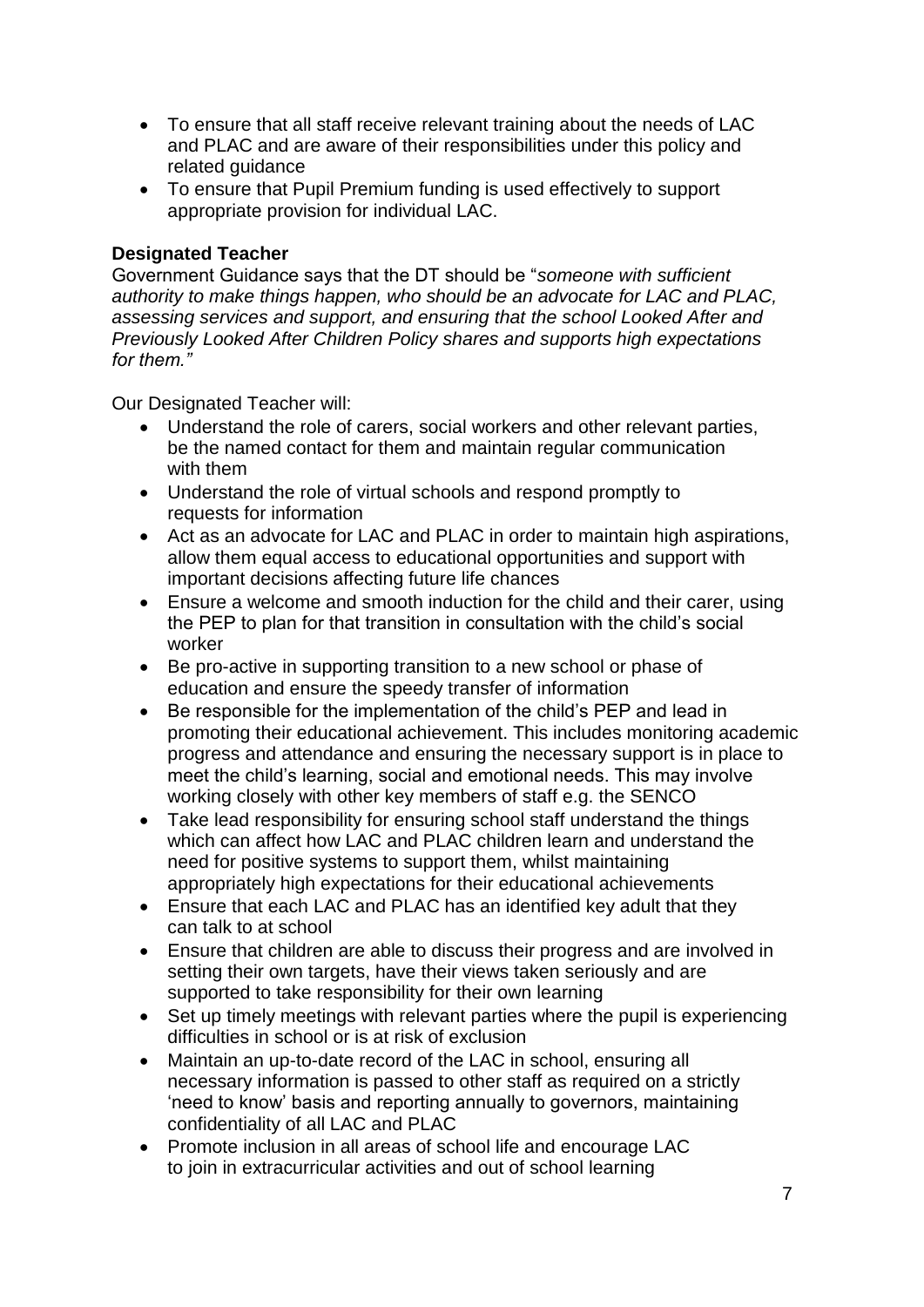- To ensure that all staff receive relevant training about the needs of LAC and PLAC and are aware of their responsibilities under this policy and related guidance
- To ensure that Pupil Premium funding is used effectively to support appropriate provision for individual LAC.

**Designated Teacher**

Government Guidance says that the DT should be "*someone with sufficient authority to make things happen, who should be an advocate for LAC and PLAC, assessing services and support, and ensuring that the school Looked After and Previously Looked After Children Policy shares and supports high expectations for them."*

Our Designated Teacher will:

- Understand the role of carers, social workers and other relevant parties, be the named contact for them and maintain regular communication with them
- Understand the role of virtual schools and respond promptly to requests for information
- Act as an advocate for LAC and PLAC in order to maintain high aspirations, allow them equal access to educational opportunities and support with important decisions affecting future life chances
- Ensure a welcome and smooth induction for the child and their carer, using the PEP to plan for that transition in consultation with the child's social worker
- Be pro-active in supporting transition to a new school or phase of education and ensure the speedy transfer of information
- Be responsible for the implementation of the child's PEP and lead in promoting their educational achievement. This includes monitoring academic progress and attendance and ensuring the necessary support is in place to meet the child's learning, social and emotional needs. This may involve working closely with other key members of staff e.g. the SENCO
- Take lead responsibility for ensuring school staff understand the things which can affect how LAC and PLAC children learn and understand the need for positive systems to support them, whilst maintaining appropriately high expectations for their educational achievements
- Ensure that each LAC and PLAC has an identified key adult that they can talk to at school
- Ensure that children are able to discuss their progress and are involved in setting their own targets, have their views taken seriously and are supported to take responsibility for their own learning
- Set up timely meetings with relevant parties where the pupil is experiencing difficulties in school or is at risk of exclusion
- Maintain an up-to-date record of the LAC in school, ensuring all necessary information is passed to other staff as required on a strictly 'need to know' basis and reporting annually to governors, maintaining confidentiality of all LAC and PLAC
- Promote inclusion in all areas of school life and encourage LAC to join in extracurricular activities and out of school learning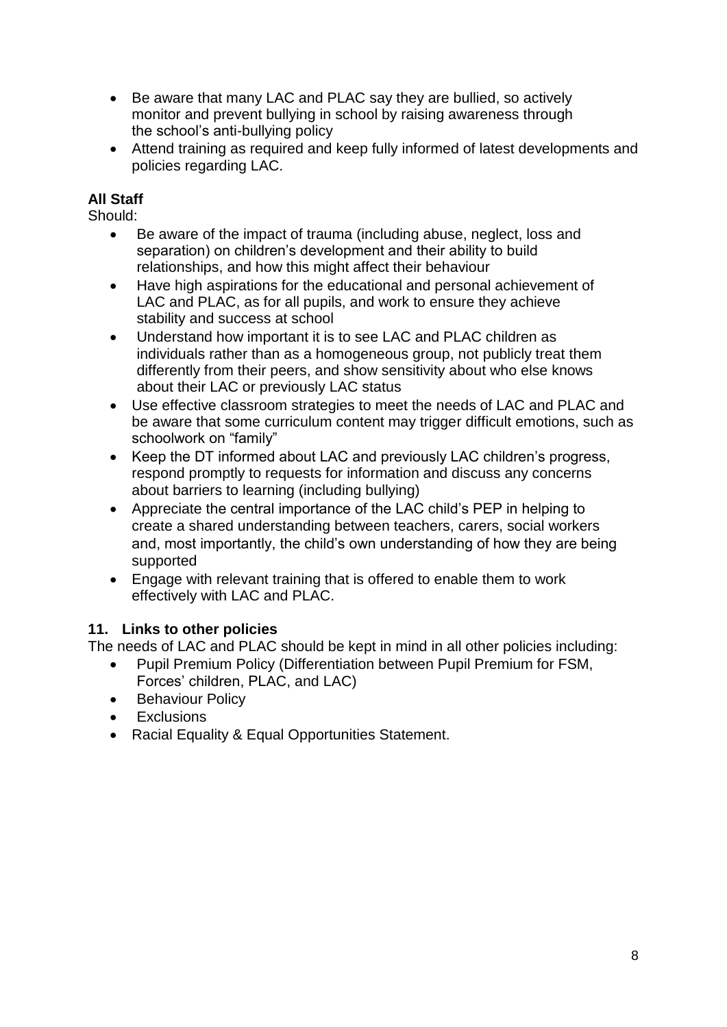- Be aware that many LAC and PLAC say they are bullied, so actively monitor and prevent bullying in school by raising awareness through the school's anti-bullying policy
- Attend training as required and keep fully informed of latest developments and policies regarding LAC.

**All Staff**

Should:

- Be aware of the impact of trauma (including abuse, neglect, loss and separation) on children's development and their ability to build relationships, and how this might affect their behaviour
- Have high aspirations for the educational and personal achievement of LAC and PLAC, as for all pupils, and work to ensure they achieve stability and success at school
- Understand how important it is to see LAC and PLAC children as individuals rather than as a homogeneous group, not publicly treat them differently from their peers, and show sensitivity about who else knows about their LAC or previously LAC status
- Use effective classroom strategies to meet the needs of LAC and PLAC and be aware that some curriculum content may trigger difficult emotions, such as schoolwork on "family"
- Keep the DT informed about LAC and previously LAC children's progress, respond promptly to requests for information and discuss any concerns about barriers to learning (including bullying)
- Appreciate the central importance of the LAC child's PEP in helping to create a shared understanding between teachers, carers, social workers and, most importantly, the child's own understanding of how they are being supported
- Engage with relevant training that is offered to enable them to work effectively with LAC and PLAC.

## 11. Links to other policies

The needs of LAC and PLAC should be kept in mind in all other policies including:

- Pupil Premium Policy (Differentiation between Pupil Premium for FSM, Forces' children, PLAC, and LAC)
- Behaviour Policy
- Exclusions
- Racial Equality & Equal Opportunities Statement.